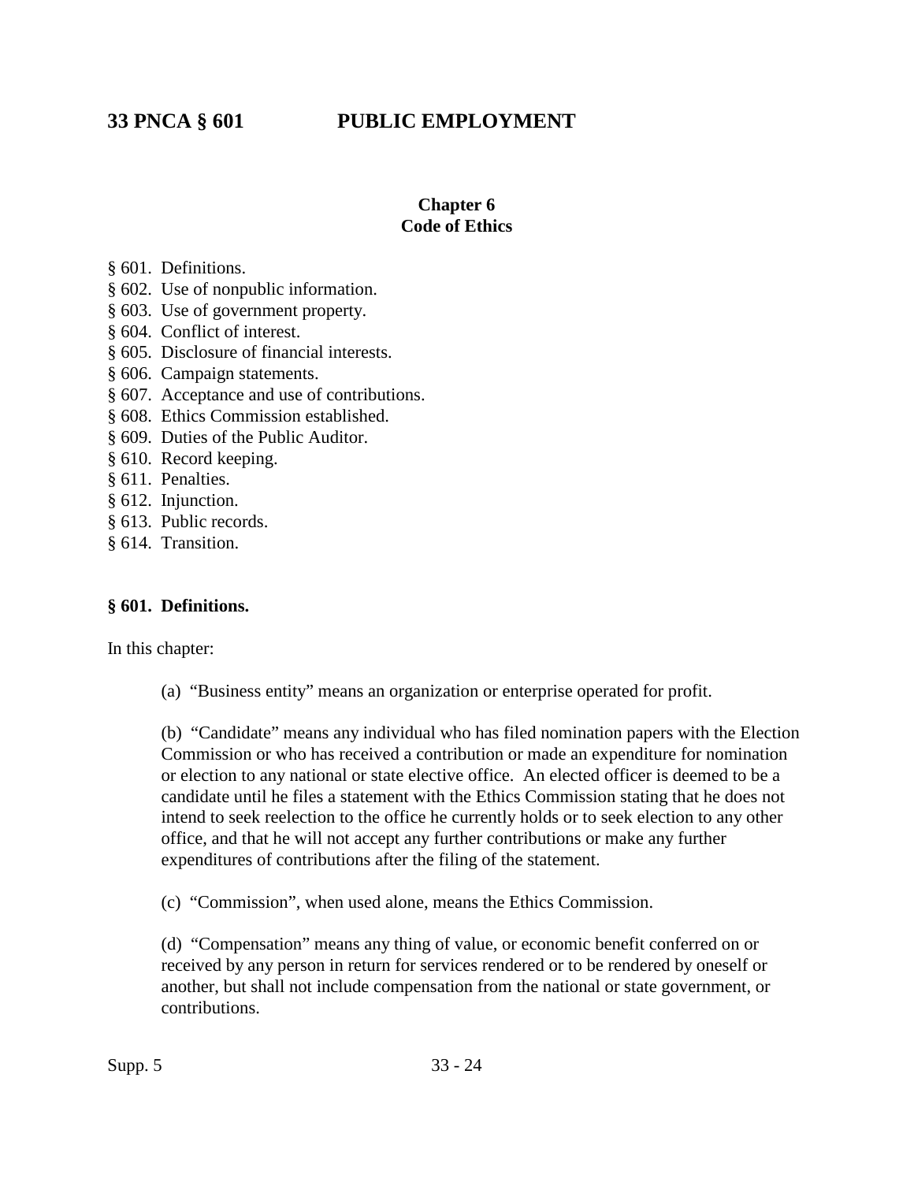## Chapter 6
## Code of Ethics

§ 601. Definitions.
§ 602. Use of nonpublic information.
§ 603. Use of government property.
§ 604. Conflict of interest.
§ 605. Disclosure of financial interests.
§ 606. Campaign statements.
§ 607. Acceptance and use of contributions.
§ 608. Ethics Commission established.
§ 609. Duties of the Public Auditor.
§ 610. Record keeping.
§ 611. Penalties.
§ 612. Injunction.
§ 613. Public records.
§ 614. Transition.

### § 601. Definitions.

In this chapter:

(a) "Business entity" means an organization or enterprise operated for profit.

(b) "Candidate" means any individual who has filed nomination papers with the Election Commission or who has received a contribution or made an expenditure for nomination or election to any national or state elective office. An elected officer is deemed to be a candidate until he files a statement with the Ethics Commission stating that he does not intend to seek reelection to the office he currently holds or to seek election to any other office, and that he will not accept any further contributions or make any further expenditures of contributions after the filing of the statement.

(c) "Commission", when used alone, means the Ethics Commission.

(d) "Compensation" means any thing of value, or economic benefit conferred on or received by any person in return for services rendered or to be rendered by oneself or another, but shall not include compensation from the national or state government, or contributions.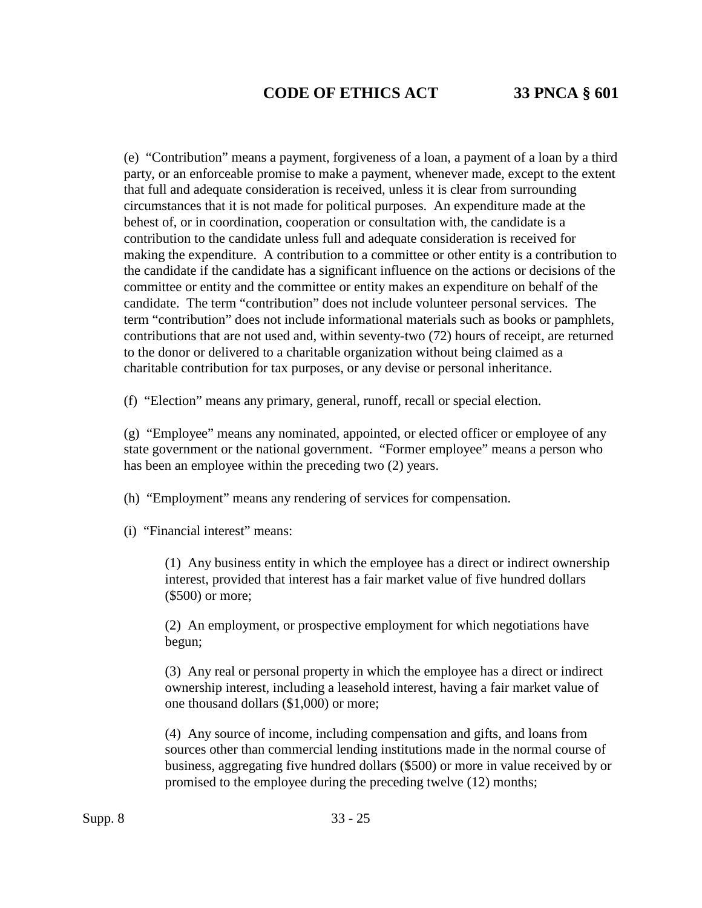(e) "Contribution" means a payment, forgiveness of a loan, a payment of a loan by a third party, or an enforceable promise to make a payment, whenever made, except to the extent that full and adequate consideration is received, unless it is clear from surrounding circumstances that it is not made for political purposes. An expenditure made at the behest of, or in coordination, cooperation or consultation with, the candidate is a contribution to the candidate unless full and adequate consideration is received for making the expenditure. A contribution to a committee or other entity is a contribution to the candidate if the candidate has a significant influence on the actions or decisions of the committee or entity and the committee or entity makes an expenditure on behalf of the candidate. The term "contribution" does not include volunteer personal services. The term "contribution" does not include informational materials such as books or pamphlets, contributions that are not used and, within seventy-two (72) hours of receipt, are returned to the donor or delivered to a charitable organization without being claimed as a charitable contribution for tax purposes, or any devise or personal inheritance.

(f) "Election" means any primary, general, runoff, recall or special election.

(g) "Employee" means any nominated, appointed, or elected officer or employee of any state government or the national government. "Former employee" means a person who has been an employee within the preceding two (2) years.

(h) "Employment" means any rendering of services for compensation.

(i) "Financial interest" means:

(1) Any business entity in which the employee has a direct or indirect ownership interest, provided that interest has a fair market value of five hundred dollars ($500) or more;

(2) An employment, or prospective employment for which negotiations have begun;

(3) Any real or personal property in which the employee has a direct or indirect ownership interest, including a leasehold interest, having a fair market value of one thousand dollars ($1,000) or more;

(4) Any source of income, including compensation and gifts, and loans from sources other than commercial lending institutions made in the normal course of business, aggregating five hundred dollars ($500) or more in value received by or promised to the employee during the preceding twelve (12) months;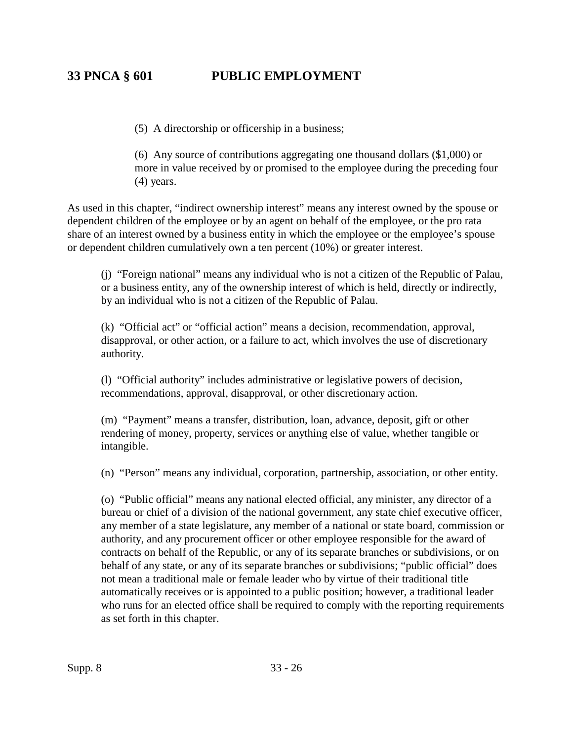(5) A directorship or officership in a business;

(6) Any source of contributions aggregating one thousand dollars ($1,000) or more in value received by or promised to the employee during the preceding four (4) years.

As used in this chapter, "indirect ownership interest" means any interest owned by the spouse or dependent children of the employee or by an agent on behalf of the employee, or the pro rata share of an interest owned by a business entity in which the employee or the employee's spouse or dependent children cumulatively own a ten percent (10%) or greater interest.

(j) "Foreign national" means any individual who is not a citizen of the Republic of Palau, or a business entity, any of the ownership interest of which is held, directly or indirectly, by an individual who is not a citizen of the Republic of Palau.

(k) "Official act" or "official action" means a decision, recommendation, approval, disapproval, or other action, or a failure to act, which involves the use of discretionary authority.

(l) "Official authority" includes administrative or legislative powers of decision, recommendations, approval, disapproval, or other discretionary action.

(m) "Payment" means a transfer, distribution, loan, advance, deposit, gift or other rendering of money, property, services or anything else of value, whether tangible or intangible.

(n) "Person" means any individual, corporation, partnership, association, or other entity.

(o) "Public official" means any national elected official, any minister, any director of a bureau or chief of a division of the national government, any state chief executive officer, any member of a state legislature, any member of a national or state board, commission or authority, and any procurement officer or other employee responsible for the award of contracts on behalf of the Republic, or any of its separate branches or subdivisions, or on behalf of any state, or any of its separate branches or subdivisions; "public official" does not mean a traditional male or female leader who by virtue of their traditional title automatically receives or is appointed to a public position; however, a traditional leader who runs for an elected office shall be required to comply with the reporting requirements as set forth in this chapter.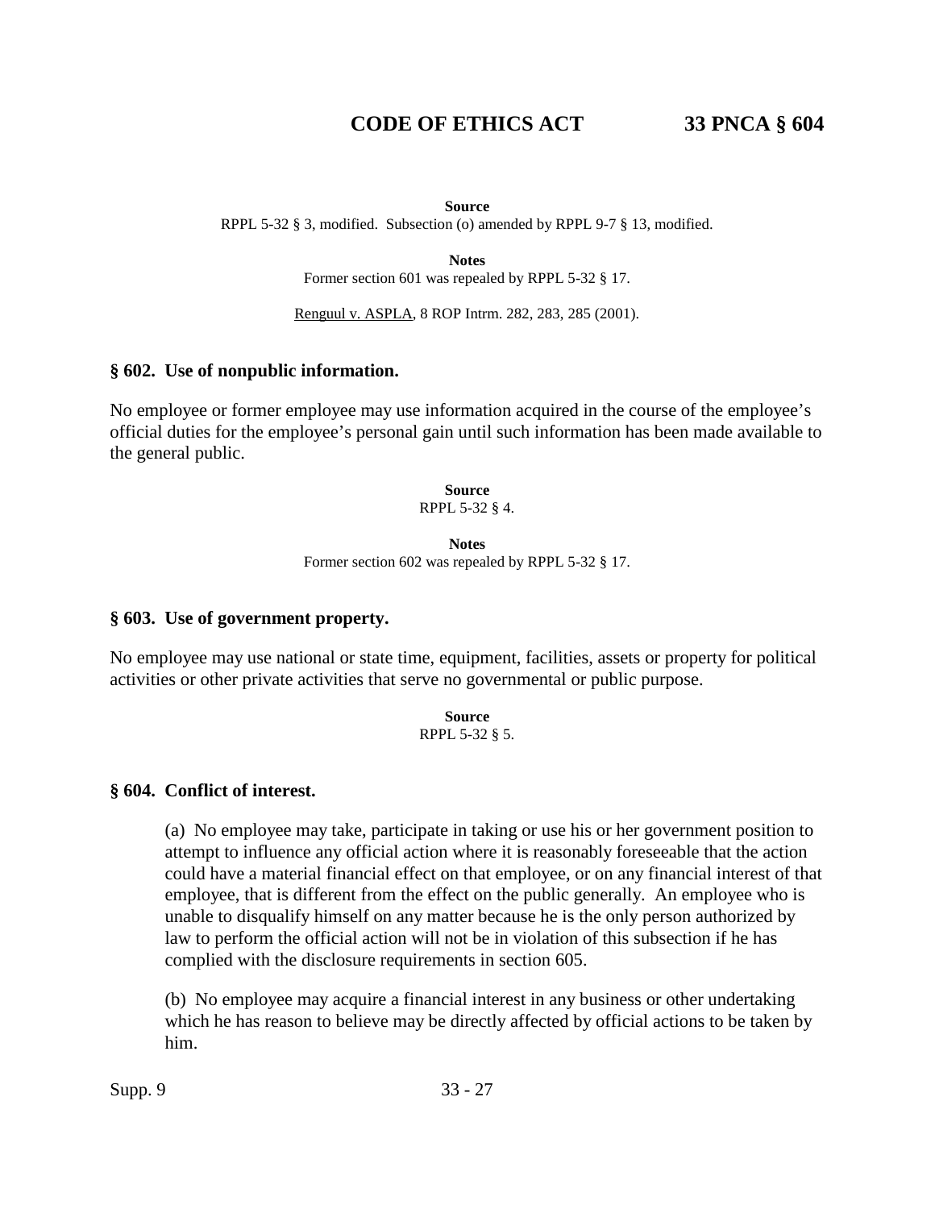**Source**

RPPL 5-32 § 3, modified. Subsection (o) amended by RPPL 9-7 § 13, modified.

**Notes**

Former section 601 was repealed by RPPL 5-32 § 17.

Renguul v. ASPLA, 8 ROP Intrm. 282, 283, 285 (2001).

### § 602. Use of nonpublic information.

No employee or former employee may use information acquired in the course of the employee's official duties for the employee's personal gain until such information has been made available to the general public.

**Source**

RPPL 5-32 § 4.

**Notes**

Former section 602 was repealed by RPPL 5-32 § 17.

### § 603. Use of government property.

No employee may use national or state time, equipment, facilities, assets or property for political activities or other private activities that serve no governmental or public purpose.

**Source**

RPPL 5-32 § 5.

### § 604. Conflict of interest.

(a) No employee may take, participate in taking or use his or her government position to attempt to influence any official action where it is reasonably foreseeable that the action could have a material financial effect on that employee, or on any financial interest of that employee, that is different from the effect on the public generally. An employee who is unable to disqualify himself on any matter because he is the only person authorized by law to perform the official action will not be in violation of this subsection if he has complied with the disclosure requirements in section 605.

(b) No employee may acquire a financial interest in any business or other undertaking which he has reason to believe may be directly affected by official actions to be taken by him.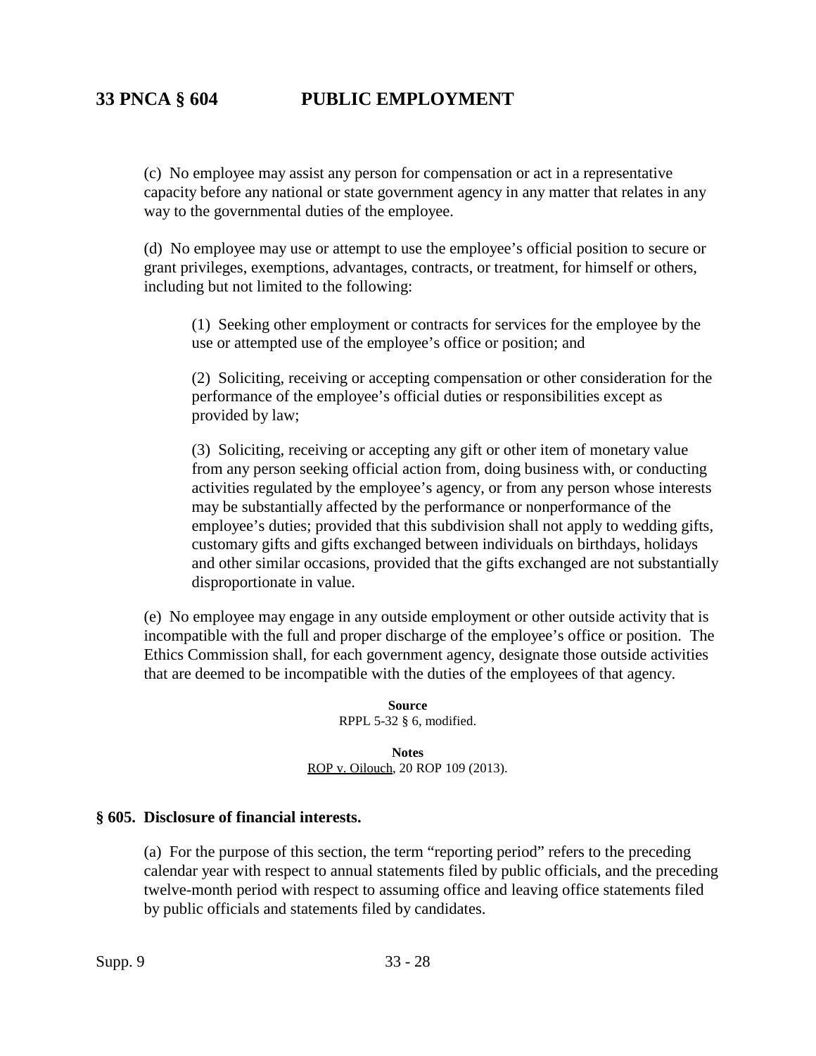(c) No employee may assist any person for compensation or act in a representative capacity before any national or state government agency in any matter that relates in any way to the governmental duties of the employee.

(d) No employee may use or attempt to use the employee's official position to secure or grant privileges, exemptions, advantages, contracts, or treatment, for himself or others, including but not limited to the following:

(1) Seeking other employment or contracts for services for the employee by the use or attempted use of the employee's office or position; and

(2) Soliciting, receiving or accepting compensation or other consideration for the performance of the employee's official duties or responsibilities except as provided by law;

(3) Soliciting, receiving or accepting any gift or other item of monetary value from any person seeking official action from, doing business with, or conducting activities regulated by the employee's agency, or from any person whose interests may be substantially affected by the performance or nonperformance of the employee's duties; provided that this subdivision shall not apply to wedding gifts, customary gifts and gifts exchanged between individuals on birthdays, holidays and other similar occasions, provided that the gifts exchanged are not substantially disproportionate in value.

(e) No employee may engage in any outside employment or other outside activity that is incompatible with the full and proper discharge of the employee's office or position. The Ethics Commission shall, for each government agency, designate those outside activities that are deemed to be incompatible with the duties of the employees of that agency.

**Source**
RPPL 5-32 § 6, modified.

**Notes**
ROP v. Oilouch, 20 ROP 109 (2013).

### § 605. Disclosure of financial interests.

(a) For the purpose of this section, the term "reporting period" refers to the preceding calendar year with respect to annual statements filed by public officials, and the preceding twelve-month period with respect to assuming office and leaving office statements filed by public officials and statements filed by candidates.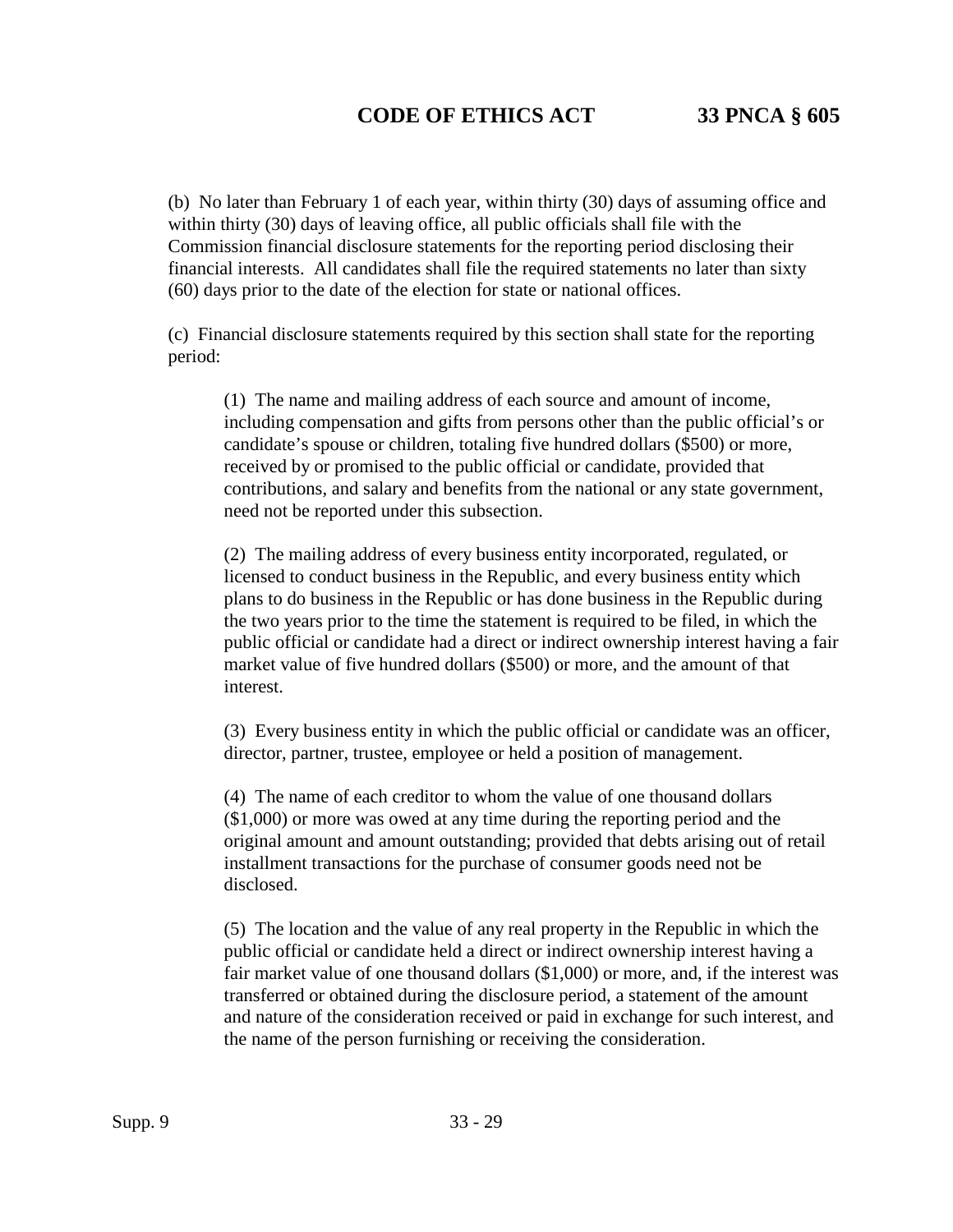(b) No later than February 1 of each year, within thirty (30) days of assuming office and within thirty (30) days of leaving office, all public officials shall file with the Commission financial disclosure statements for the reporting period disclosing their financial interests. All candidates shall file the required statements no later than sixty (60) days prior to the date of the election for state or national offices.

(c) Financial disclosure statements required by this section shall state for the reporting period:

> (1) The name and mailing address of each source and amount of income, including compensation and gifts from persons other than the public official's or candidate's spouse or children, totaling five hundred dollars ($500) or more, received by or promised to the public official or candidate, provided that contributions, and salary and benefits from the national or any state government, need not be reported under this subsection.
>
> (2) The mailing address of every business entity incorporated, regulated, or licensed to conduct business in the Republic, and every business entity which plans to do business in the Republic or has done business in the Republic during the two years prior to the time the statement is required to be filed, in which the public official or candidate had a direct or indirect ownership interest having a fair market value of five hundred dollars ($500) or more, and the amount of that interest.
>
> (3) Every business entity in which the public official or candidate was an officer, director, partner, trustee, employee or held a position of management.
>
> (4) The name of each creditor to whom the value of one thousand dollars ($1,000) or more was owed at any time during the reporting period and the original amount and amount outstanding; provided that debts arising out of retail installment transactions for the purchase of consumer goods need not be disclosed.
>
> (5) The location and the value of any real property in the Republic in which the public official or candidate held a direct or indirect ownership interest having a fair market value of one thousand dollars ($1,000) or more, and, if the interest was transferred or obtained during the disclosure period, a statement of the amount and nature of the consideration received or paid in exchange for such interest, and the name of the person furnishing or receiving the consideration.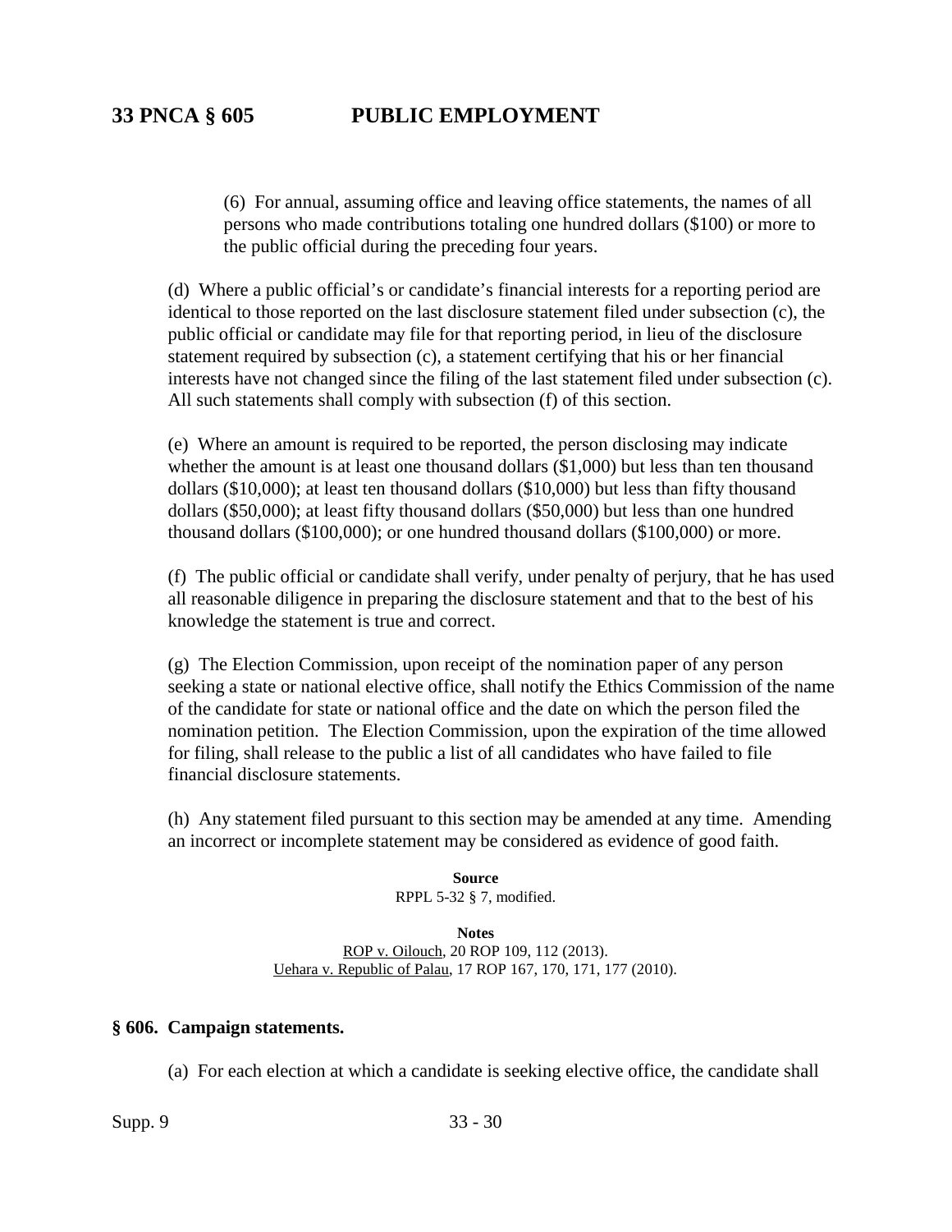(6) For annual, assuming office and leaving office statements, the names of all persons who made contributions totaling one hundred dollars ($100) or more to the public official during the preceding four years.

(d) Where a public official's or candidate's financial interests for a reporting period are identical to those reported on the last disclosure statement filed under subsection (c), the public official or candidate may file for that reporting period, in lieu of the disclosure statement required by subsection (c), a statement certifying that his or her financial interests have not changed since the filing of the last statement filed under subsection (c). All such statements shall comply with subsection (f) of this section.

(e) Where an amount is required to be reported, the person disclosing may indicate whether the amount is at least one thousand dollars ($1,000) but less than ten thousand dollars ($10,000); at least ten thousand dollars ($10,000) but less than fifty thousand dollars ($50,000); at least fifty thousand dollars ($50,000) but less than one hundred thousand dollars ($100,000); or one hundred thousand dollars ($100,000) or more.

(f) The public official or candidate shall verify, under penalty of perjury, that he has used all reasonable diligence in preparing the disclosure statement and that to the best of his knowledge the statement is true and correct.

(g) The Election Commission, upon receipt of the nomination paper of any person seeking a state or national elective office, shall notify the Ethics Commission of the name of the candidate for state or national office and the date on which the person filed the nomination petition. The Election Commission, upon the expiration of the time allowed for filing, shall release to the public a list of all candidates who have failed to file financial disclosure statements.

(h) Any statement filed pursuant to this section may be amended at any time. Amending an incorrect or incomplete statement may be considered as evidence of good faith.

**Source**

RPPL 5-32 § 7, modified.

**Notes**

ROP v. Oilouch, 20 ROP 109, 112 (2013).
Uehara v. Republic of Palau, 17 ROP 167, 170, 171, 177 (2010).

### § 606. Campaign statements.

(a) For each election at which a candidate is seeking elective office, the candidate shall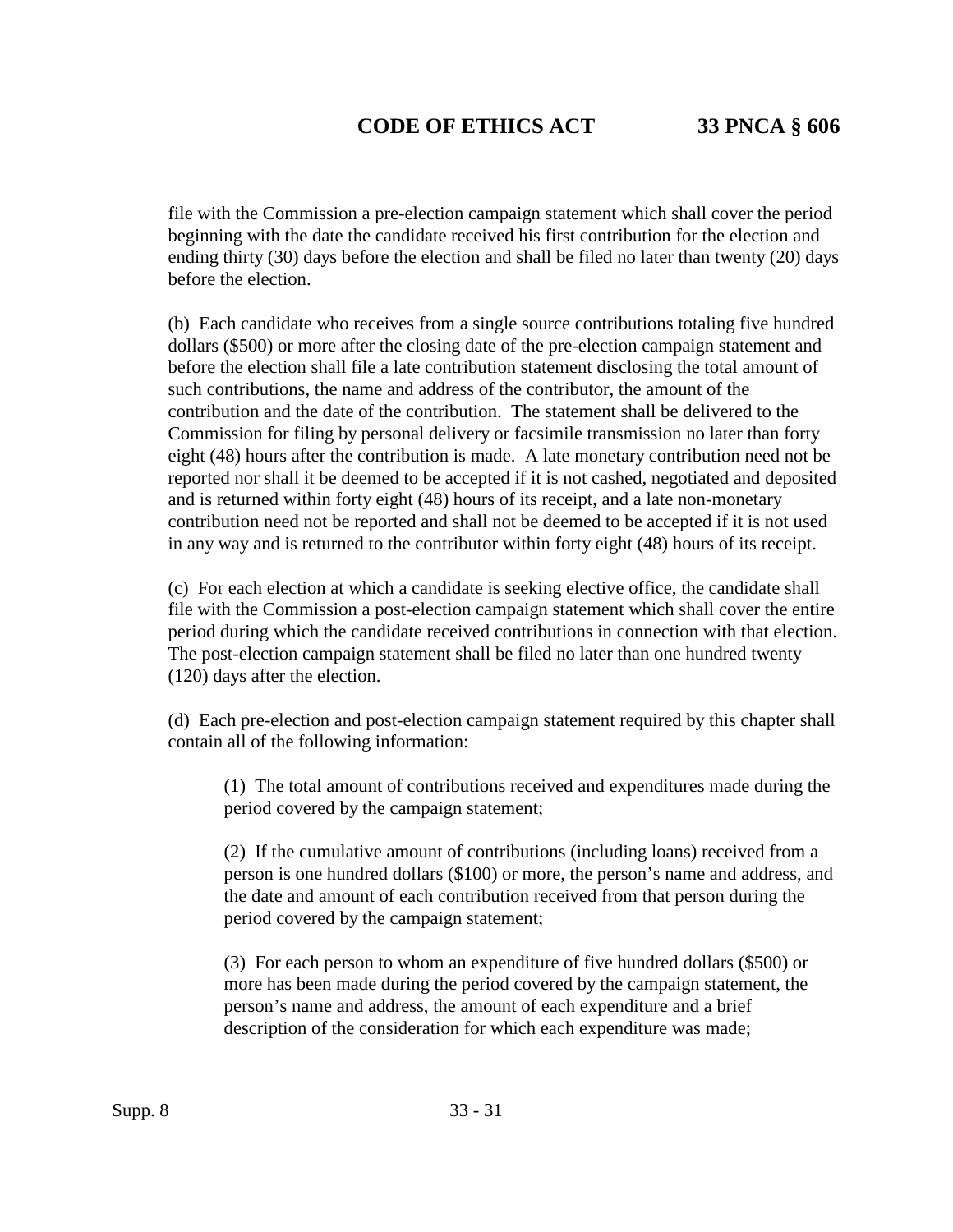file with the Commission a pre-election campaign statement which shall cover the period beginning with the date the candidate received his first contribution for the election and ending thirty (30) days before the election and shall be filed no later than twenty (20) days before the election.

(b) Each candidate who receives from a single source contributions totaling five hundred dollars ($500) or more after the closing date of the pre-election campaign statement and before the election shall file a late contribution statement disclosing the total amount of such contributions, the name and address of the contributor, the amount of the contribution and the date of the contribution. The statement shall be delivered to the Commission for filing by personal delivery or facsimile transmission no later than forty eight (48) hours after the contribution is made. A late monetary contribution need not be reported nor shall it be deemed to be accepted if it is not cashed, negotiated and deposited and is returned within forty eight (48) hours of its receipt, and a late non-monetary contribution need not be reported and shall not be deemed to be accepted if it is not used in any way and is returned to the contributor within forty eight (48) hours of its receipt.

(c) For each election at which a candidate is seeking elective office, the candidate shall file with the Commission a post-election campaign statement which shall cover the entire period during which the candidate received contributions in connection with that election. The post-election campaign statement shall be filed no later than one hundred twenty (120) days after the election.

(d) Each pre-election and post-election campaign statement required by this chapter shall contain all of the following information:

> (1) The total amount of contributions received and expenditures made during the period covered by the campaign statement;
>
> (2) If the cumulative amount of contributions (including loans) received from a person is one hundred dollars ($100) or more, the person's name and address, and the date and amount of each contribution received from that person during the period covered by the campaign statement;
>
> (3) For each person to whom an expenditure of five hundred dollars ($500) or more has been made during the period covered by the campaign statement, the person's name and address, the amount of each expenditure and a brief description of the consideration for which each expenditure was made;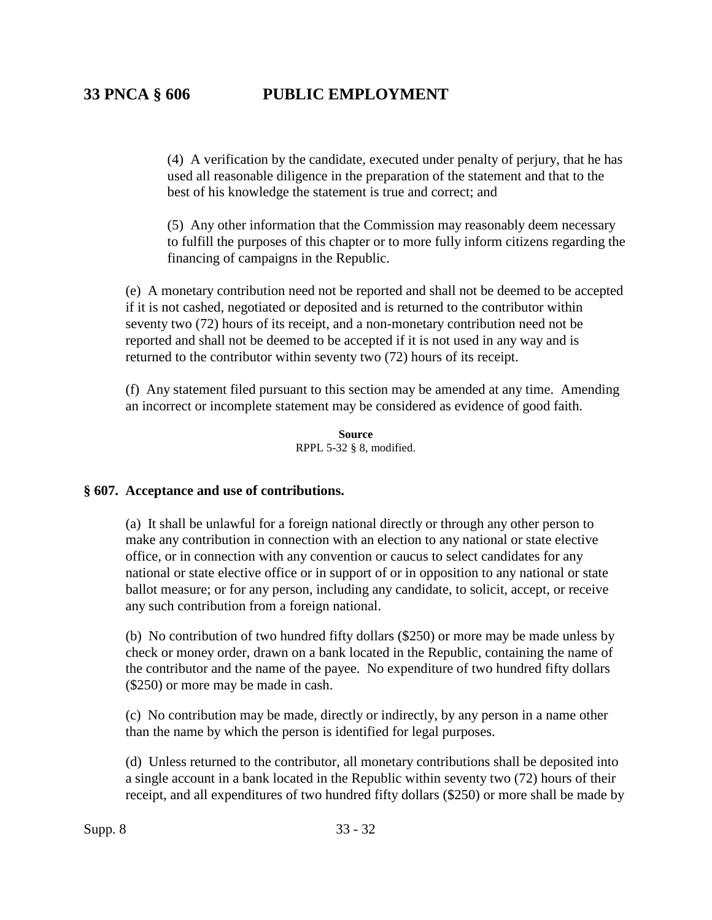(4) A verification by the candidate, executed under penalty of perjury, that he has used all reasonable diligence in the preparation of the statement and that to the best of his knowledge the statement is true and correct; and

(5) Any other information that the Commission may reasonably deem necessary to fulfill the purposes of this chapter or to more fully inform citizens regarding the financing of campaigns in the Republic.

(e) A monetary contribution need not be reported and shall not be deemed to be accepted if it is not cashed, negotiated or deposited and is returned to the contributor within seventy two (72) hours of its receipt, and a non-monetary contribution need not be reported and shall not be deemed to be accepted if it is not used in any way and is returned to the contributor within seventy two (72) hours of its receipt.

(f) Any statement filed pursuant to this section may be amended at any time. Amending an incorrect or incomplete statement may be considered as evidence of good faith.

**Source**
RPPL 5-32 § 8, modified.

### § 607. Acceptance and use of contributions.

(a) It shall be unlawful for a foreign national directly or through any other person to make any contribution in connection with an election to any national or state elective office, or in connection with any convention or caucus to select candidates for any national or state elective office or in support of or in opposition to any national or state ballot measure; or for any person, including any candidate, to solicit, accept, or receive any such contribution from a foreign national.

(b) No contribution of two hundred fifty dollars ($250) or more may be made unless by check or money order, drawn on a bank located in the Republic, containing the name of the contributor and the name of the payee. No expenditure of two hundred fifty dollars ($250) or more may be made in cash.

(c) No contribution may be made, directly or indirectly, by any person in a name other than the name by which the person is identified for legal purposes.

(d) Unless returned to the contributor, all monetary contributions shall be deposited into a single account in a bank located in the Republic within seventy two (72) hours of their receipt, and all expenditures of two hundred fifty dollars ($250) or more shall be made by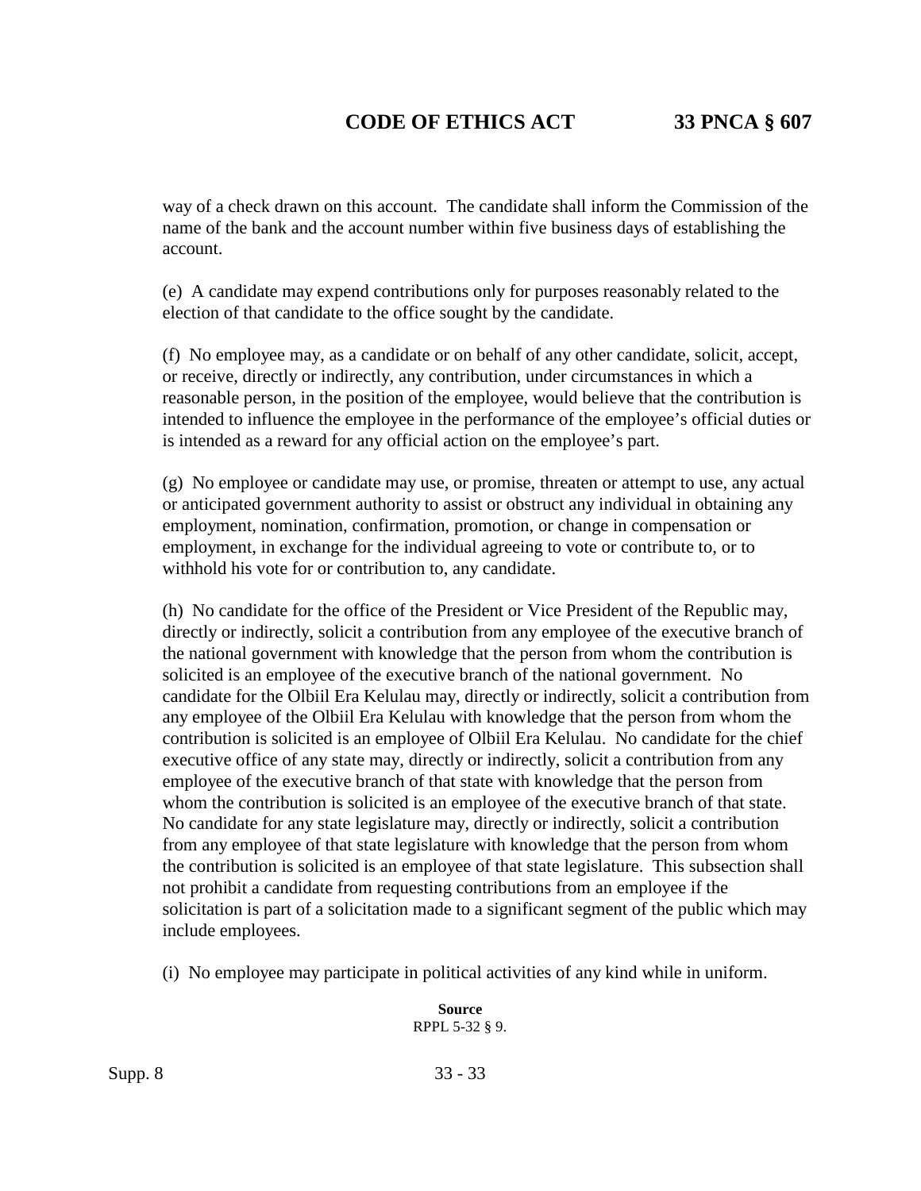way of a check drawn on this account. The candidate shall inform the Commission of the name of the bank and the account number within five business days of establishing the account.

(e) A candidate may expend contributions only for purposes reasonably related to the election of that candidate to the office sought by the candidate.

(f) No employee may, as a candidate or on behalf of any other candidate, solicit, accept, or receive, directly or indirectly, any contribution, under circumstances in which a reasonable person, in the position of the employee, would believe that the contribution is intended to influence the employee in the performance of the employee's official duties or is intended as a reward for any official action on the employee's part.

(g) No employee or candidate may use, or promise, threaten or attempt to use, any actual or anticipated government authority to assist or obstruct any individual in obtaining any employment, nomination, confirmation, promotion, or change in compensation or employment, in exchange for the individual agreeing to vote or contribute to, or to withhold his vote for or contribution to, any candidate.

(h) No candidate for the office of the President or Vice President of the Republic may, directly or indirectly, solicit a contribution from any employee of the executive branch of the national government with knowledge that the person from whom the contribution is solicited is an employee of the executive branch of the national government. No candidate for the Olbiil Era Kelulau may, directly or indirectly, solicit a contribution from any employee of the Olbiil Era Kelulau with knowledge that the person from whom the contribution is solicited is an employee of Olbiil Era Kelulau. No candidate for the chief executive office of any state may, directly or indirectly, solicit a contribution from any employee of the executive branch of that state with knowledge that the person from whom the contribution is solicited is an employee of the executive branch of that state. No candidate for any state legislature may, directly or indirectly, solicit a contribution from any employee of that state legislature with knowledge that the person from whom the contribution is solicited is an employee of that state legislature. This subsection shall not prohibit a candidate from requesting contributions from an employee if the solicitation is part of a solicitation made to a significant segment of the public which may include employees.

(i) No employee may participate in political activities of any kind while in uniform.

**Source**
RPPL 5-32 § 9.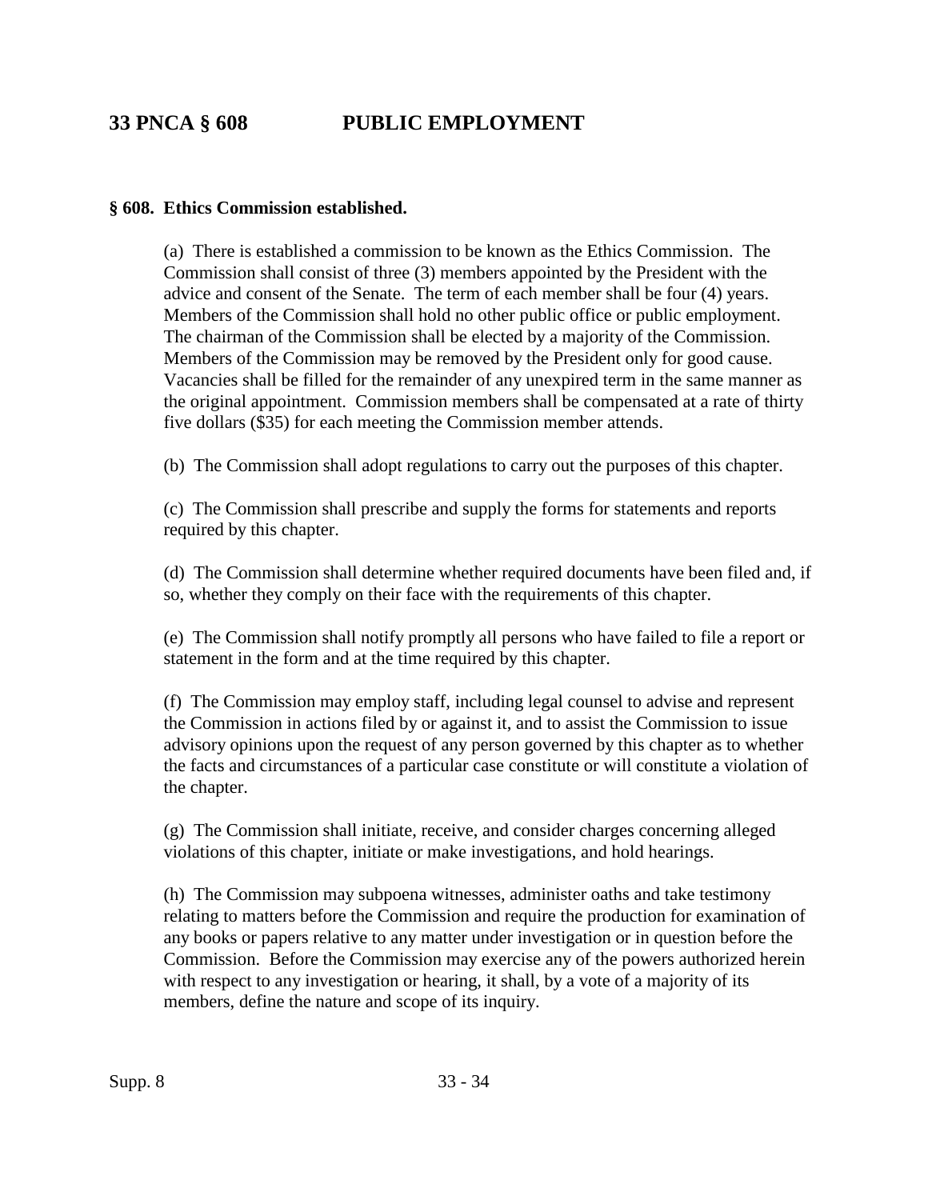### § 608. Ethics Commission established.

(a) There is established a commission to be known as the Ethics Commission. The Commission shall consist of three (3) members appointed by the President with the advice and consent of the Senate. The term of each member shall be four (4) years. Members of the Commission shall hold no other public office or public employment. The chairman of the Commission shall be elected by a majority of the Commission. Members of the Commission may be removed by the President only for good cause. Vacancies shall be filled for the remainder of any unexpired term in the same manner as the original appointment. Commission members shall be compensated at a rate of thirty five dollars ($35) for each meeting the Commission member attends.

(b) The Commission shall adopt regulations to carry out the purposes of this chapter.

(c) The Commission shall prescribe and supply the forms for statements and reports required by this chapter.

(d) The Commission shall determine whether required documents have been filed and, if so, whether they comply on their face with the requirements of this chapter.

(e) The Commission shall notify promptly all persons who have failed to file a report or statement in the form and at the time required by this chapter.

(f) The Commission may employ staff, including legal counsel to advise and represent the Commission in actions filed by or against it, and to assist the Commission to issue advisory opinions upon the request of any person governed by this chapter as to whether the facts and circumstances of a particular case constitute or will constitute a violation of the chapter.

(g) The Commission shall initiate, receive, and consider charges concerning alleged violations of this chapter, initiate or make investigations, and hold hearings.

(h) The Commission may subpoena witnesses, administer oaths and take testimony relating to matters before the Commission and require the production for examination of any books or papers relative to any matter under investigation or in question before the Commission. Before the Commission may exercise any of the powers authorized herein with respect to any investigation or hearing, it shall, by a vote of a majority of its members, define the nature and scope of its inquiry.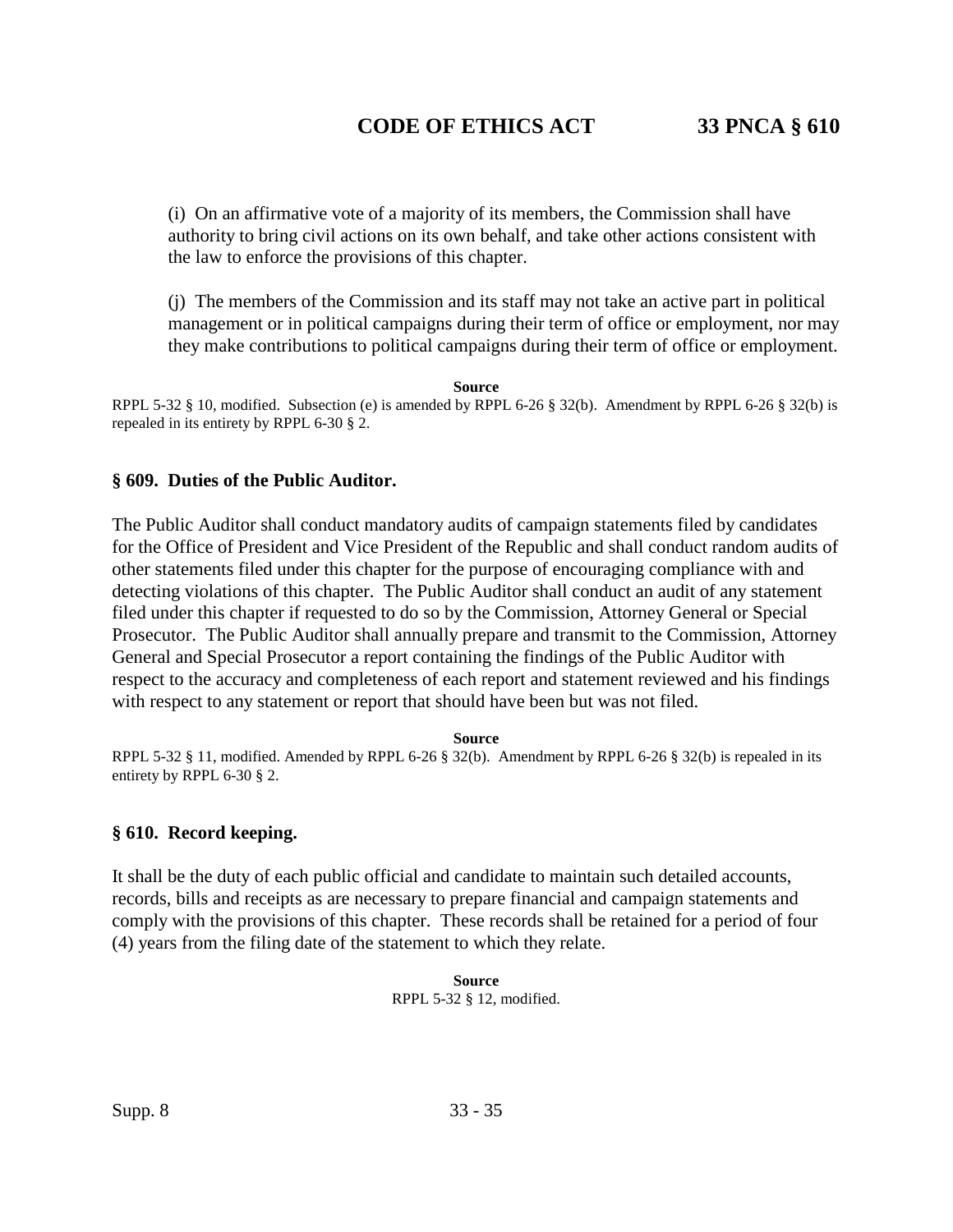(i) On an affirmative vote of a majority of its members, the Commission shall have authority to bring civil actions on its own behalf, and take other actions consistent with the law to enforce the provisions of this chapter.

(j) The members of the Commission and its staff may not take an active part in political management or in political campaigns during their term of office or employment, nor may they make contributions to political campaigns during their term of office or employment.

**Source**

RPPL 5-32 § 10, modified. Subsection (e) is amended by RPPL 6-26 § 32(b). Amendment by RPPL 6-26 § 32(b) is repealed in its entirety by RPPL 6-30 § 2.

### § 609. Duties of the Public Auditor.

The Public Auditor shall conduct mandatory audits of campaign statements filed by candidates for the Office of President and Vice President of the Republic and shall conduct random audits of other statements filed under this chapter for the purpose of encouraging compliance with and detecting violations of this chapter. The Public Auditor shall conduct an audit of any statement filed under this chapter if requested to do so by the Commission, Attorney General or Special Prosecutor. The Public Auditor shall annually prepare and transmit to the Commission, Attorney General and Special Prosecutor a report containing the findings of the Public Auditor with respect to the accuracy and completeness of each report and statement reviewed and his findings with respect to any statement or report that should have been but was not filed.

**Source**

RPPL 5-32 § 11, modified. Amended by RPPL 6-26 § 32(b). Amendment by RPPL 6-26 § 32(b) is repealed in its entirety by RPPL 6-30 § 2.

### § 610. Record keeping.

It shall be the duty of each public official and candidate to maintain such detailed accounts, records, bills and receipts as are necessary to prepare financial and campaign statements and comply with the provisions of this chapter. These records shall be retained for a period of four (4) years from the filing date of the statement to which they relate.

**Source**

RPPL 5-32 § 12, modified.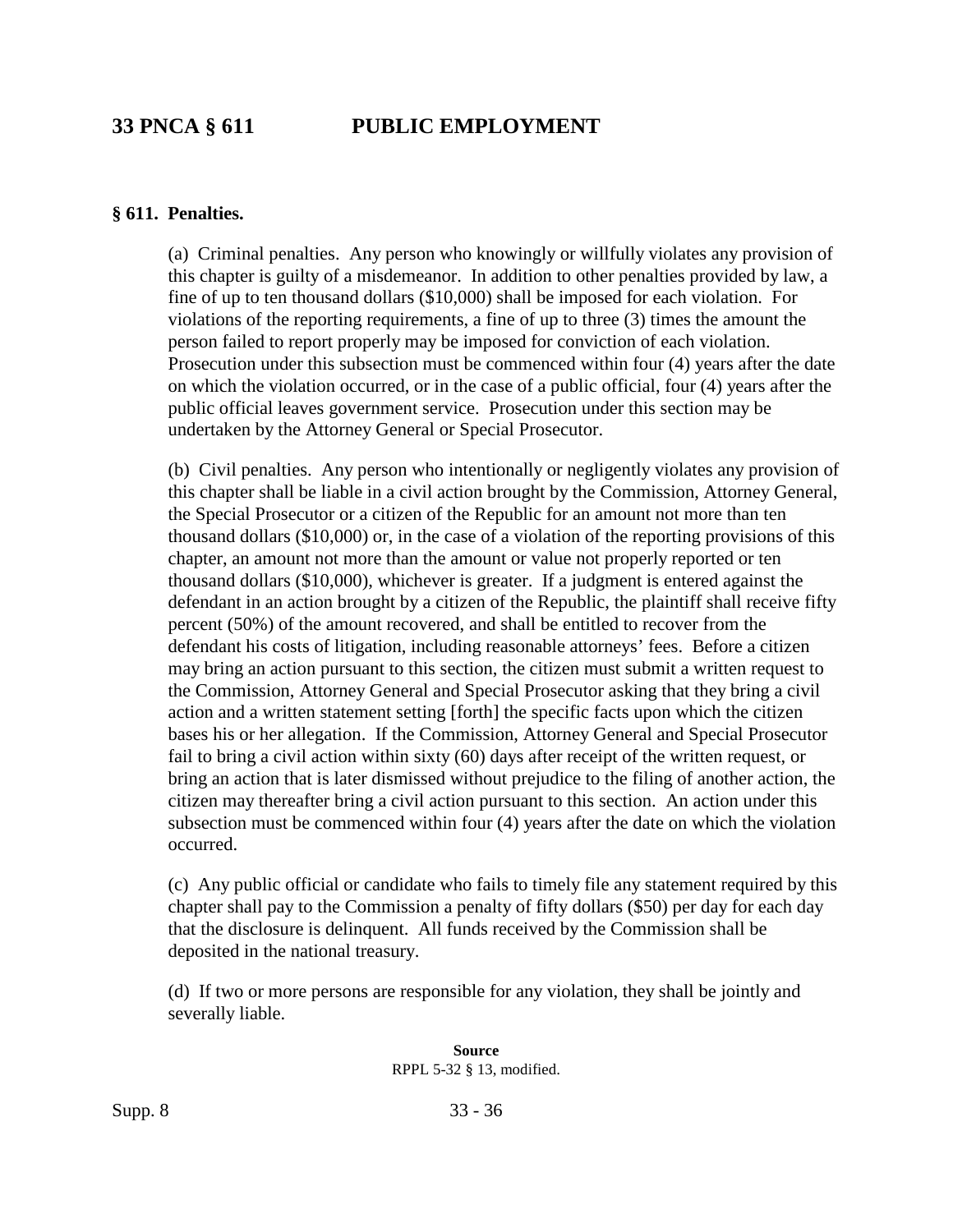## § 611. Penalties.

(a) Criminal penalties. Any person who knowingly or willfully violates any provision of this chapter is guilty of a misdemeanor. In addition to other penalties provided by law, a fine of up to ten thousand dollars ($10,000) shall be imposed for each violation. For violations of the reporting requirements, a fine of up to three (3) times the amount the person failed to report properly may be imposed for conviction of each violation. Prosecution under this subsection must be commenced within four (4) years after the date on which the violation occurred, or in the case of a public official, four (4) years after the public official leaves government service. Prosecution under this section may be undertaken by the Attorney General or Special Prosecutor.

(b) Civil penalties. Any person who intentionally or negligently violates any provision of this chapter shall be liable in a civil action brought by the Commission, Attorney General, the Special Prosecutor or a citizen of the Republic for an amount not more than ten thousand dollars ($10,000) or, in the case of a violation of the reporting provisions of this chapter, an amount not more than the amount or value not properly reported or ten thousand dollars ($10,000), whichever is greater. If a judgment is entered against the defendant in an action brought by a citizen of the Republic, the plaintiff shall receive fifty percent (50%) of the amount recovered, and shall be entitled to recover from the defendant his costs of litigation, including reasonable attorneys' fees. Before a citizen may bring an action pursuant to this section, the citizen must submit a written request to the Commission, Attorney General and Special Prosecutor asking that they bring a civil action and a written statement setting [forth] the specific facts upon which the citizen bases his or her allegation. If the Commission, Attorney General and Special Prosecutor fail to bring a civil action within sixty (60) days after receipt of the written request, or bring an action that is later dismissed without prejudice to the filing of another action, the citizen may thereafter bring a civil action pursuant to this section. An action under this subsection must be commenced within four (4) years after the date on which the violation occurred.

(c) Any public official or candidate who fails to timely file any statement required by this chapter shall pay to the Commission a penalty of fifty dollars ($50) per day for each day that the disclosure is delinquent. All funds received by the Commission shall be deposited in the national treasury.

(d) If two or more persons are responsible for any violation, they shall be jointly and severally liable.

**Source**

RPPL 5-32 § 13, modified.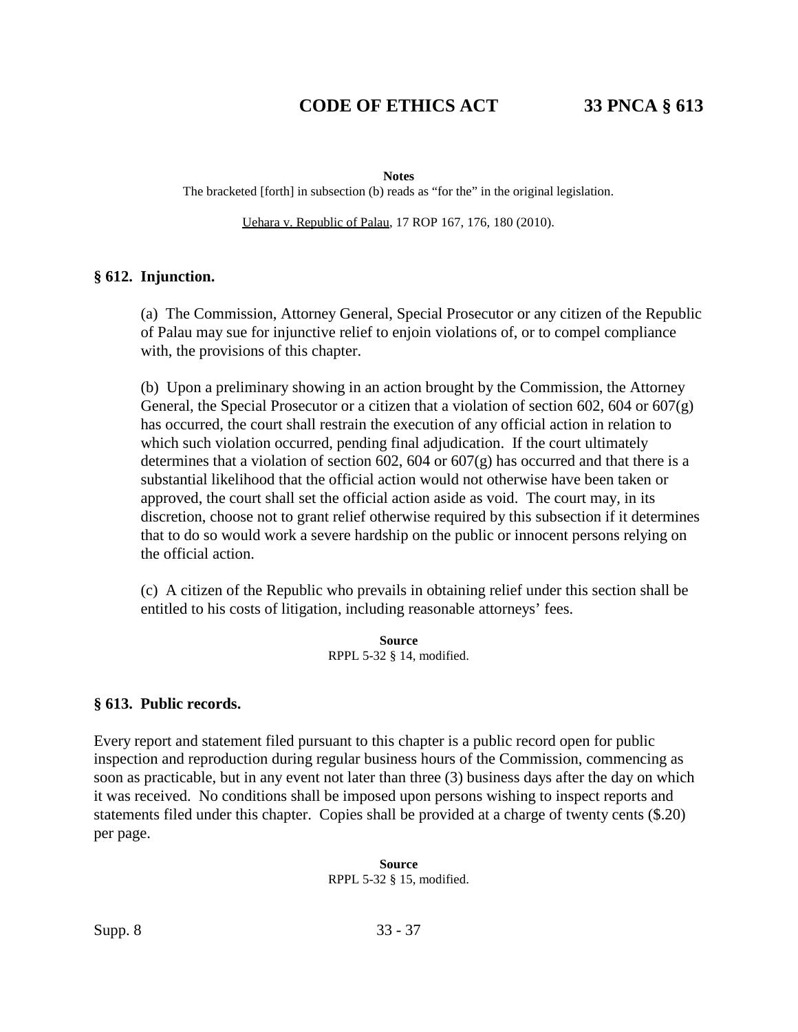**Notes**

The bracketed [forth] in subsection (b) reads as "for the" in the original legislation.

Uehara v. Republic of Palau, 17 ROP 167, 176, 180 (2010).

### § 612. Injunction.

(a) The Commission, Attorney General, Special Prosecutor or any citizen of the Republic of Palau may sue for injunctive relief to enjoin violations of, or to compel compliance with, the provisions of this chapter.

(b) Upon a preliminary showing in an action brought by the Commission, the Attorney General, the Special Prosecutor or a citizen that a violation of section 602, 604 or 607(g) has occurred, the court shall restrain the execution of any official action in relation to which such violation occurred, pending final adjudication. If the court ultimately determines that a violation of section 602, 604 or 607(g) has occurred and that there is a substantial likelihood that the official action would not otherwise have been taken or approved, the court shall set the official action aside as void. The court may, in its discretion, choose not to grant relief otherwise required by this subsection if it determines that to do so would work a severe hardship on the public or innocent persons relying on the official action.

(c) A citizen of the Republic who prevails in obtaining relief under this section shall be entitled to his costs of litigation, including reasonable attorneys' fees.

**Source**

RPPL 5-32 § 14, modified.

### § 613. Public records.

Every report and statement filed pursuant to this chapter is a public record open for public inspection and reproduction during regular business hours of the Commission, commencing as soon as practicable, but in any event not later than three (3) business days after the day on which it was received. No conditions shall be imposed upon persons wishing to inspect reports and statements filed under this chapter. Copies shall be provided at a charge of twenty cents ($.20) per page.

**Source**

RPPL 5-32 § 15, modified.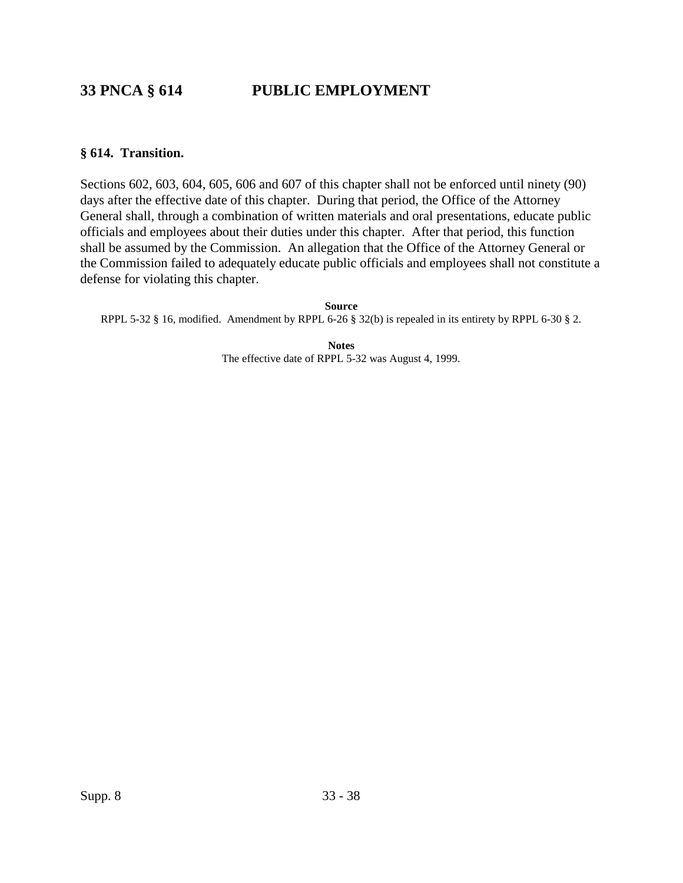## § 614. Transition.

Sections 602, 603, 604, 605, 606 and 607 of this chapter shall not be enforced until ninety (90) days after the effective date of this chapter. During that period, the Office of the Attorney General shall, through a combination of written materials and oral presentations, educate public officials and employees about their duties under this chapter. After that period, this function shall be assumed by the Commission. An allegation that the Office of the Attorney General or the Commission failed to adequately educate public officials and employees shall not constitute a defense for violating this chapter.

**Source**

RPPL 5-32 § 16, modified. Amendment by RPPL 6-26 § 32(b) is repealed in its entirety by RPPL 6-30 § 2.

**Notes**

The effective date of RPPL 5-32 was August 4, 1999.